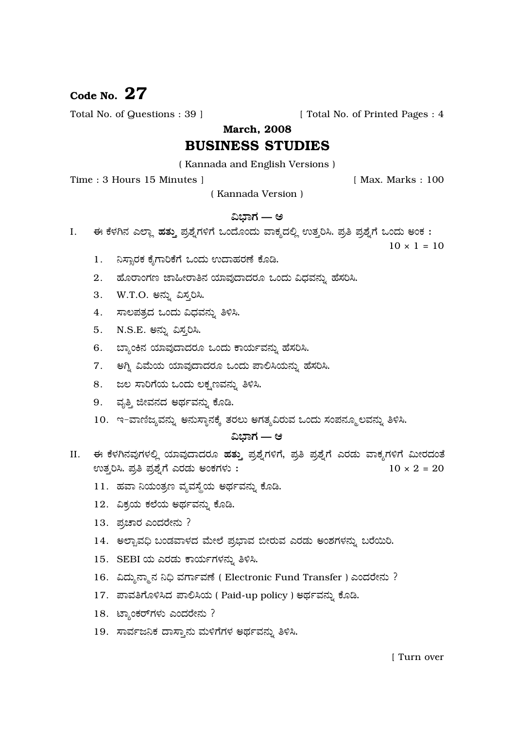**Code No. 27**

Total No. of Questions : 39 ]  [ Total No. of Printed Pages : 4

**March, 2008**

# BUSINESS STUDIES

( Kannada and English Versions )

Time : 3 Hours 15 Minutes ]  [ Max. Marks : 100

( Kannada Version )

## ವಿಭಾಗ — ಅ

I. ಈ ಕೆಳಗಿನ ಎಲ್ಲಾ **ಹತ್ತು** ಪ್ರಶ್ನೆಗಳಿಗೆ ಒಂದೊಂದು ವಾಕ್ಯದಲ್ಲಿ ಉತ್ತರಿಸಿ. ಪ್ರತಿ ಪ್ರಶ್ನೆಗೆ ಒಂದು ಅಂಕ : $10 \times 1 = 10$

1. ನಿಸ್ಸಾರಕ ಕೈಗಾರಿಕೆಗೆ ಒಂದು ಉದಾಹರಣೆ ಕೊಡಿ.
2. ಹೊರಾಂಗಣ ಜಾಹೀರಾತಿನ ಯಾವುದಾದರೂ ಒಂದು ವಿಧವನ್ನು ಹೆಸರಿಸಿ.
3. W.T.O. ಅನ್ನು ವಿಸ್ತರಿಸಿ.
4. ಸಾಲಪತ್ರದ ಒಂದು ವಿಧವನ್ನು ತಿಳಿಸಿ.
5. N.S.E. ಅನ್ನು ವಿಸ್ತರಿಸಿ.
6. ಬ್ಯಾಂಕಿನ ಯಾವುದಾದರೂ ಒಂದು ಕಾರ್ಯವನ್ನು ಹೆಸರಿಸಿ.
7. ಅಗ್ನಿ ವಿಮೆಯ ಯಾವುದಾದರೂ ಒಂದು ಪಾಲಿಸಿಯನ್ನು ಹೆಸರಿಸಿ.
8. ಜಲ ಸಾರಿಗೆಯ ಒಂದು ಲಕ್ಷಣವನ್ನು ತಿಳಿಸಿ.
9. ವೃತ್ತಿ ಜೀವನದ ಅರ್ಥವನ್ನು ಕೊಡಿ.
10. ಇ–ವಾಣಿಜ್ಯವನ್ನು ಅನುಸ್ಥಾನಕ್ಕೆ ತರಲು ಅಗತ್ಯವಿರುವ ಒಂದು ಸಂಪನ್ಮೂಲವನ್ನು ತಿಳಿಸಿ.

## ವಿಭಾಗ — ಆ

II. ಈ ಕೆಳಗಿನವುಗಳಲ್ಲಿ ಯಾವುದಾದರೂ **ಹತ್ತು** ಪ್ರಶ್ನೆಗಳಿಗೆ, ಪ್ರತಿ ಪ್ರಶ್ನೆಗೆ ಎರಡು ವಾಕ್ಯಗಳಿಗೆ ಮೀರದಂತೆ ಉತ್ತರಿಸಿ. ಪ್ರತಿ ಪ್ರಶ್ನೆಗೆ ಎರಡು ಅಂಕಗಳು : $10 \times 2 = 20$

11. ಹವಾ ನಿಯಂತ್ರಣ ವ್ಯವಸ್ಥೆಯ ಅರ್ಥವನ್ನು ಕೊಡಿ.
12. ವಿಕ್ರಯ ಕಲೆಯ ಅರ್ಥವನ್ನು ಕೊಡಿ.
13. ಪ್ರಚಾರ ಎಂದರೇನು ?
14. ಅಲ್ಪಾವಧಿ ಬಂಡವಾಳದ ಮೇಲೆ ಪ್ರಭಾವ ಬೀರುವ ಎರಡು ಅಂಶಗಳನ್ನು ಬರೆಯಿರಿ.
15. SEBI ಯ ಎರಡು ಕಾರ್ಯಗಳನ್ನು ತಿಳಿಸಿ.
16. ವಿದ್ಯುನ್ಮಾನ ನಿಧಿ ವರ್ಗಾವಣೆ ( Electronic Fund Transfer ) ಎಂದರೇನು ?
17. ಪಾವತಿಗೊಳಿಸಿದ ಪಾಲಿಸಿಯ ( Paid-up policy ) ಅರ್ಥವನ್ನು ಕೊಡಿ.
18. ಟ್ಯಾಂಕರ್‌ಗಳು ಎಂದರೇನು ?
19. ಸಾರ್ವಜನಿಕ ದಾಸ್ತಾನು ಮಳಿಗೆಗಳ ಅರ್ಥವನ್ನು ತಿಳಿಸಿ.

[ Turn over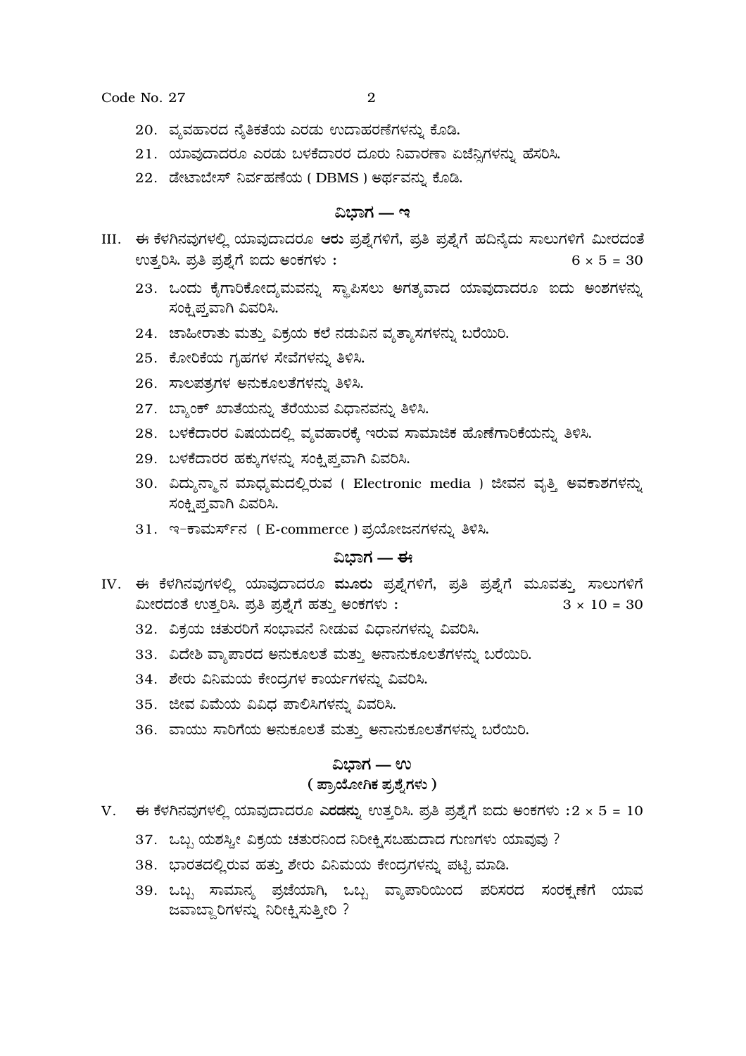20. ವ್ಯವಹಾರದ ನೈತಿಕತೆಯ ಎರಡು ಉದಾಹರಣೆಗಳನ್ನು ಕೊಡಿ.

21. ಯಾವುದಾದರೂ ಎರಡು ಬಳಕೆದಾರರ ದೂರು ನಿವಾರಣಾ ಏಜೆನ್ಸಿಗಳನ್ನು ಹೆಸರಿಸಿ.

22. ಡೇಟಾಬೇಸ್ ನಿರ್ವಹಣೆಯ ( DBMS ) ಅರ್ಥವನ್ನು ಕೊಡಿ.

## ವಿಭಾಗ — ಇ

III. ಈ ಕೆಳಗಿನವುಗಳಲ್ಲಿ ಯಾವುದಾದರೂ **ಆರು** ಪ್ರಶ್ನೆಗಳಿಗೆ, ಪ್ರತಿ ಪ್ರಶ್ನೆಗೆ ಹದಿನೈದು ಸಾಲುಗಳಿಗೆ ಮೀರದಂತೆ ಉತ್ತರಿಸಿ. ಪ್ರತಿ ಪ್ರಶ್ನೆಗೆ ಐದು ಅಂಕಗಳು : $6 \times 5 = 30$

23. ಒಂದು ಕೈಗಾರಿಕೋದ್ಯಮವನ್ನು ಸ್ಥಾಪಿಸಲು ಅಗತ್ಯವಾದ ಯಾವುದಾದರೂ ಐದು ಅಂಶಗಳನ್ನು ಸಂಕ್ಷಿಪ್ತವಾಗಿ ವಿವರಿಸಿ.

24. ಜಾಹೀರಾತು ಮತ್ತು ವಿಕ್ರಯ ಕಲೆ ನಡುವಿನ ವ್ಯತ್ಯಾಸಗಳನ್ನು ಬರೆಯಿರಿ.

25. ಕೋರಿಕೆಯ ಗೃಹಗಳ ಸೇವೆಗಳನ್ನು ತಿಳಿಸಿ.

26. ಸಾಲಪತ್ರಗಳ ಅನುಕೂಲತೆಗಳನ್ನು ತಿಳಿಸಿ.

27. ಬ್ಯಾಂಕ್ ಖಾತೆಯನ್ನು ತೆರೆಯುವ ವಿಧಾನವನ್ನು ತಿಳಿಸಿ.

28. ಬಳಕೆದಾರರ ವಿಷಯದಲ್ಲಿ ವ್ಯವಹಾರಕ್ಕೆ ಇರುವ ಸಾಮಾಜಿಕ ಹೊಣೆಗಾರಿಕೆಯನ್ನು ತಿಳಿಸಿ.

29. ಬಳಕೆದಾರರ ಹಕ್ಕುಗಳನ್ನು ಸಂಕ್ಷಿಪ್ತವಾಗಿ ವಿವರಿಸಿ.

30. ವಿದ್ಯುನ್ಮಾನ ಮಾಧ್ಯಮದಲ್ಲಿರುವ ( Electronic media ) ಜೀವನ ವೃತ್ತಿ ಅವಕಾಶಗಳನ್ನು ಸಂಕ್ಷಿಪ್ತವಾಗಿ ವಿವರಿಸಿ.

31. ಇ-ಕಾಮರ್ಸ್‌ನ ( E-commerce ) ಪ್ರಯೋಜನಗಳನ್ನು ತಿಳಿಸಿ.

## ವಿಭಾಗ — ಈ

IV. ಈ ಕೆಳಗಿನವುಗಳಲ್ಲಿ ಯಾವುದಾದರೂ **ಮೂರು** ಪ್ರಶ್ನೆಗಳಿಗೆ, ಪ್ರತಿ ಪ್ರಶ್ನೆಗೆ ಮೂವತ್ತು ಸಾಲುಗಳಿಗೆ ಮೀರದಂತೆ ಉತ್ತರಿಸಿ. ಪ್ರತಿ ಪ್ರಶ್ನೆಗೆ ಹತ್ತು ಅಂಕಗಳು : $3 \times 10 = 30$

32. ವಿಕ್ರಯ ಚತುರರಿಗೆ ಸಂಭಾವನೆ ನೀಡುವ ವಿಧಾನಗಳನ್ನು ವಿವರಿಸಿ.

33. ವಿದೇಶಿ ವ್ಯಾಪಾರದ ಅನುಕೂಲತೆ ಮತ್ತು ಅನಾನುಕೂಲತೆಗಳನ್ನು ಬರೆಯಿರಿ.

34. ಶೇರು ವಿನಿಮಯ ಕೇಂದ್ರಗಳ ಕಾರ್ಯಗಳನ್ನು ವಿವರಿಸಿ.

35. ಜೀವ ವಿಮೆಯ ವಿವಿಧ ಪಾಲಿಸಿಗಳನ್ನು ವಿವರಿಸಿ.

36. ವಾಯು ಸಾರಿಗೆಯ ಅನುಕೂಲತೆ ಮತ್ತು ಅನಾನುಕೂಲತೆಗಳನ್ನು ಬರೆಯಿರಿ.

## ವಿಭಾಗ — ಉ
### ( ಪ್ರಾಯೋಗಿಕ ಪ್ರಶ್ನೆಗಳು )

V. ಈ ಕೆಳಗಿನವುಗಳಲ್ಲಿ ಯಾವುದಾದರೂ **ಎರಡನ್ನು** ಉತ್ತರಿಸಿ. ಪ್ರತಿ ಪ್ರಶ್ನೆಗೆ ಐದು ಅಂಕಗಳು : $2 \times 5 = 10$

37. ಒಬ್ಬ ಯಶಸ್ವೀ ವಿಕ್ರಯ ಚತುರನಿಂದ ನಿರೀಕ್ಷಿಸಬಹುದಾದ ಗುಣಗಳು ಯಾವುವು ?

38. ಭಾರತದಲ್ಲಿರುವ ಹತ್ತು ಶೇರು ವಿನಿಮಯ ಕೇಂದ್ರಗಳನ್ನು ಪಟ್ಟಿ ಮಾಡಿ.

39. ಒಬ್ಬ ಸಾಮಾನ್ಯ ಪ್ರಜೆಯಾಗಿ, ಒಬ್ಬ ವ್ಯಾಪಾರಿಯಿಂದ ಪರಿಸರದ ಸಂರಕ್ಷಣೆಗೆ ಯಾವ ಜವಾಬ್ದಾರಿಗಳನ್ನು ನಿರೀಕ್ಷಿಸುತ್ತೀರಿ ?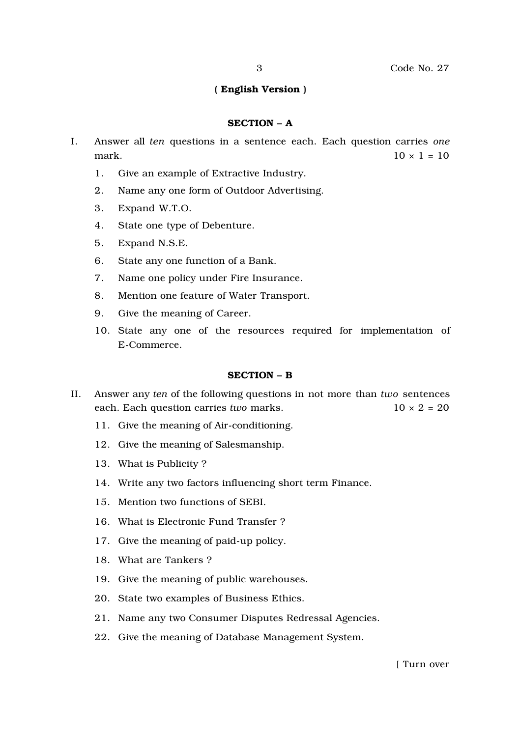Code No. 27

**( English Version )**

## SECTION – A

I. Answer all *ten* questions in a sentence each. Each question carries *one* mark. $10 \times 1 = 10$

1. Give an example of Extractive Industry.
2. Name any one form of Outdoor Advertising.
3. Expand W.T.O.
4. State one type of Debenture.
5. Expand N.S.E.
6. State any one function of a Bank.
7. Name one policy under Fire Insurance.
8. Mention one feature of Water Transport.
9. Give the meaning of Career.
10. State any one of the resources required for implementation of E-Commerce.

## SECTION – B

II. Answer any *ten* of the following questions in not more than *two* sentences each. Each question carries *two* marks. $10 \times 2 = 20$

11. Give the meaning of Air-conditioning.
12. Give the meaning of Salesmanship.
13. What is Publicity ?
14. Write any two factors influencing short term Finance.
15. Mention two functions of SEBI.
16. What is Electronic Fund Transfer ?
17. Give the meaning of paid-up policy.
18. What are Tankers ?
19. Give the meaning of public warehouses.
20. State two examples of Business Ethics.
21. Name any two Consumer Disputes Redressal Agencies.
22. Give the meaning of Database Management System.

[ Turn over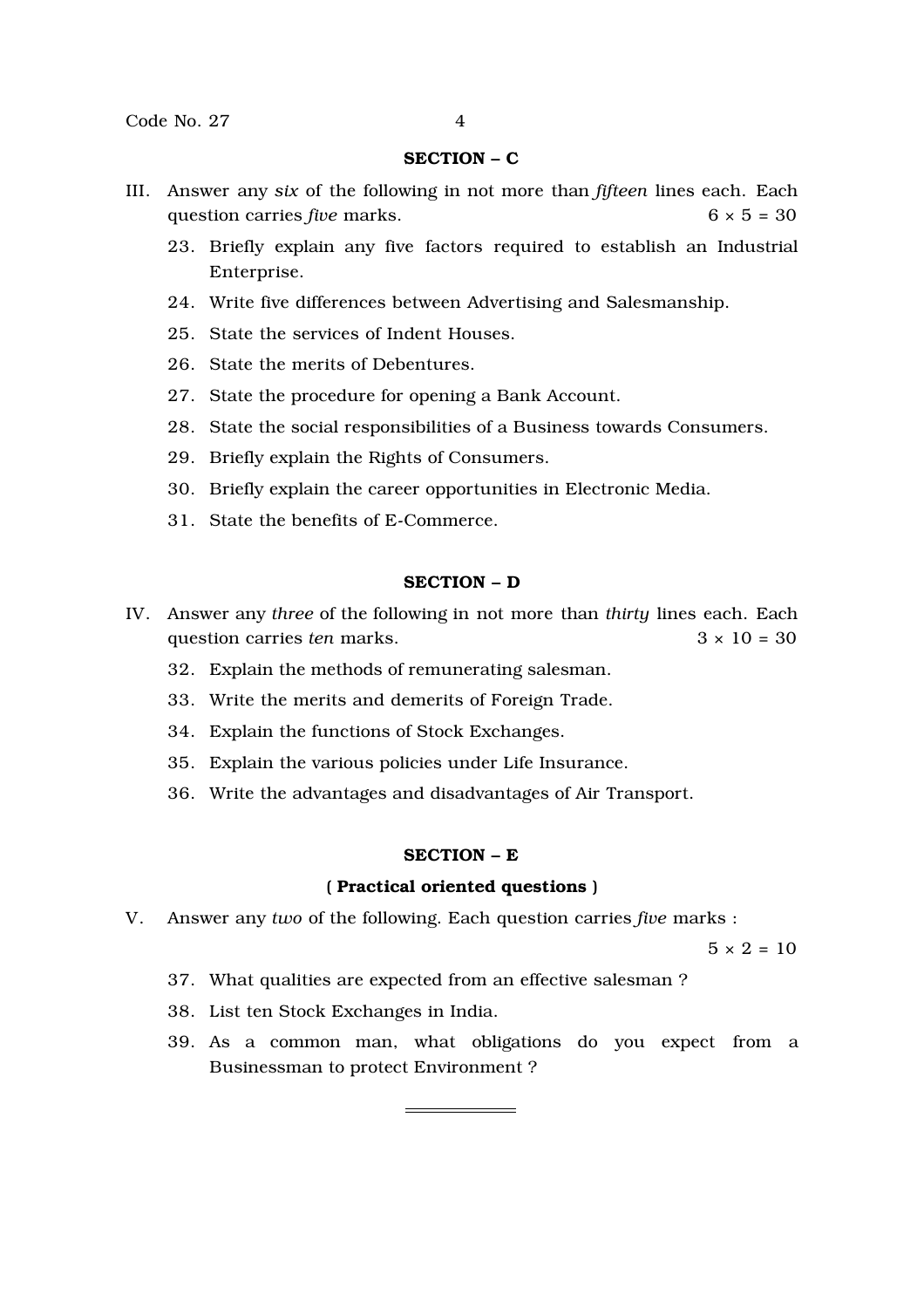## SECTION – C

III. Answer any *six* of the following in not more than *fifteen* lines each. Each question carries *five* marks. $6 \times 5 = 30$

23. Briefly explain any five factors required to establish an Industrial Enterprise.
24. Write five differences between Advertising and Salesmanship.
25. State the services of Indent Houses.
26. State the merits of Debentures.
27. State the procedure for opening a Bank Account.
28. State the social responsibilities of a Business towards Consumers.
29. Briefly explain the Rights of Consumers.
30. Briefly explain the career opportunities in Electronic Media.
31. State the benefits of E-Commerce.

## SECTION – D

IV. Answer any *three* of the following in not more than *thirty* lines each. Each question carries *ten* marks. $3 \times 10 = 30$

32. Explain the methods of remunerating salesman.
33. Write the merits and demerits of Foreign Trade.
34. Explain the functions of Stock Exchanges.
35. Explain the various policies under Life Insurance.
36. Write the advantages and disadvantages of Air Transport.

## SECTION – E

**( Practical oriented questions )**

V. Answer any *two* of the following. Each question carries *five* marks : $5 \times 2 = 10$

37. What qualities are expected from an effective salesman ?
38. List ten Stock Exchanges in India.
39. As a common man, what obligations do you expect from a Businessman to protect Environment ?